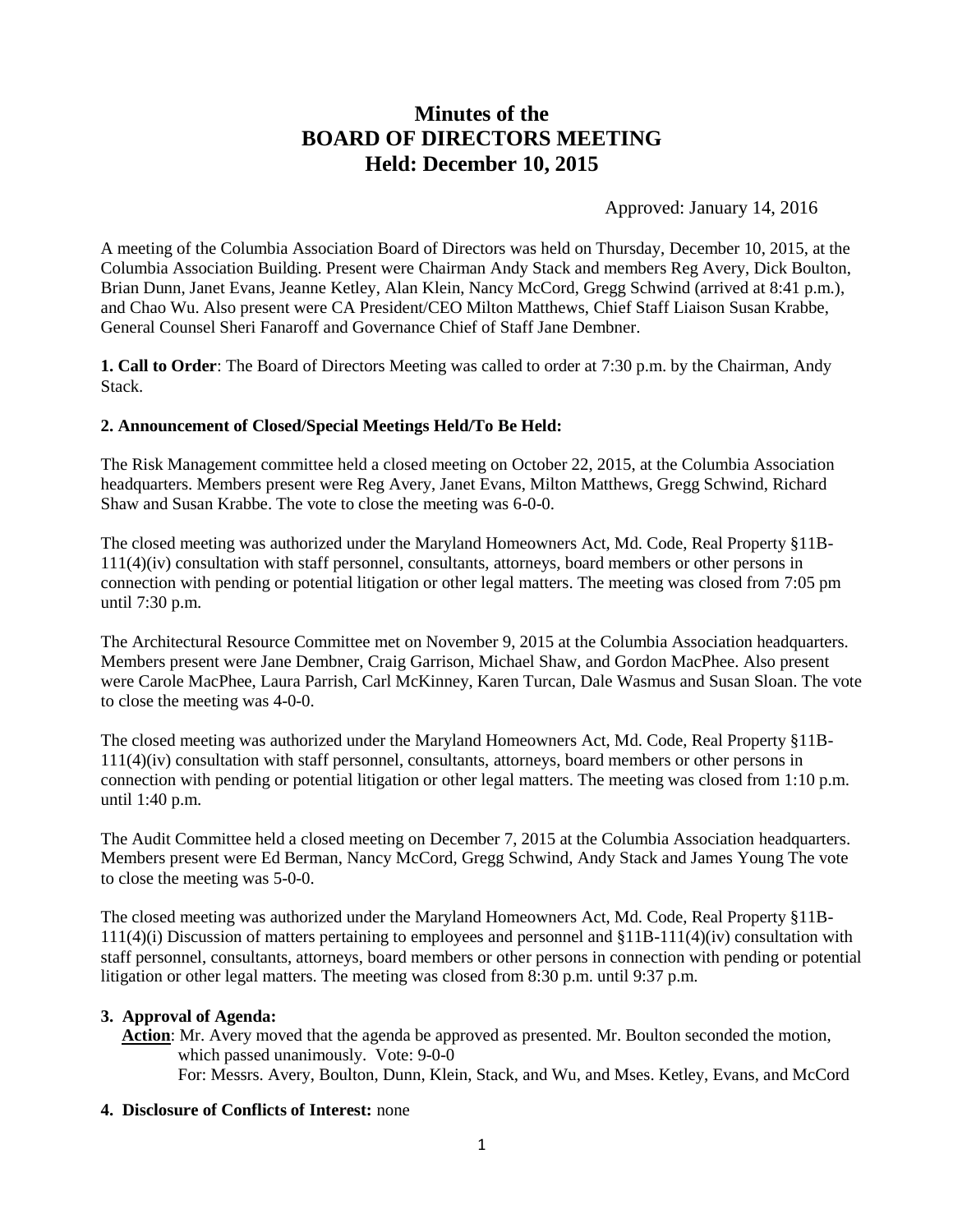# Minutes of the
# BOARD OF DIRECTORS MEETING
# Held: December 10, 2015

Approved: January 14, 2016

A meeting of the Columbia Association Board of Directors was held on Thursday, December 10, 2015, at the Columbia Association Building. Present were Chairman Andy Stack and members Reg Avery, Dick Boulton, Brian Dunn, Janet Evans, Jeanne Ketley, Alan Klein, Nancy McCord, Gregg Schwind (arrived at 8:41 p.m.), and Chao Wu. Also present were CA President/CEO Milton Matthews, Chief Staff Liaison Susan Krabbe, General Counsel Sheri Fanaroff and Governance Chief of Staff Jane Dembner.

**1. Call to Order**: The Board of Directors Meeting was called to order at 7:30 p.m. by the Chairman, Andy Stack.

**2. Announcement of Closed/Special Meetings Held/To Be Held:**

The Risk Management committee held a closed meeting on October 22, 2015, at the Columbia Association headquarters. Members present were Reg Avery, Janet Evans, Milton Matthews, Gregg Schwind, Richard Shaw and Susan Krabbe. The vote to close the meeting was 6-0-0.

The closed meeting was authorized under the Maryland Homeowners Act, Md. Code, Real Property §11B-111(4)(iv) consultation with staff personnel, consultants, attorneys, board members or other persons in connection with pending or potential litigation or other legal matters. The meeting was closed from 7:05 pm until 7:30 p.m.

The Architectural Resource Committee met on November 9, 2015 at the Columbia Association headquarters. Members present were Jane Dembner, Craig Garrison, Michael Shaw, and Gordon MacPhee. Also present were Carole MacPhee, Laura Parrish, Carl McKinney, Karen Turcan, Dale Wasmus and Susan Sloan. The vote to close the meeting was 4-0-0.

The closed meeting was authorized under the Maryland Homeowners Act, Md. Code, Real Property §11B-111(4)(iv) consultation with staff personnel, consultants, attorneys, board members or other persons in connection with pending or potential litigation or other legal matters. The meeting was closed from 1:10 p.m. until 1:40 p.m.

The Audit Committee held a closed meeting on December 7, 2015 at the Columbia Association headquarters. Members present were Ed Berman, Nancy McCord, Gregg Schwind, Andy Stack and James Young The vote to close the meeting was 5-0-0.

The closed meeting was authorized under the Maryland Homeowners Act, Md. Code, Real Property §11B-111(4)(i) Discussion of matters pertaining to employees and personnel and §11B-111(4)(iv) consultation with staff personnel, consultants, attorneys, board members or other persons in connection with pending or potential litigation or other legal matters. The meeting was closed from 8:30 p.m. until 9:37 p.m.

**3. Approval of Agenda:**

**Action**: Mr. Avery moved that the agenda be approved as presented. Mr. Boulton seconded the motion, which passed unanimously. Vote: 9-0-0
For: Messrs. Avery, Boulton, Dunn, Klein, Stack, and Wu, and Mses. Ketley, Evans, and McCord

**4. Disclosure of Conflicts of Interest:** none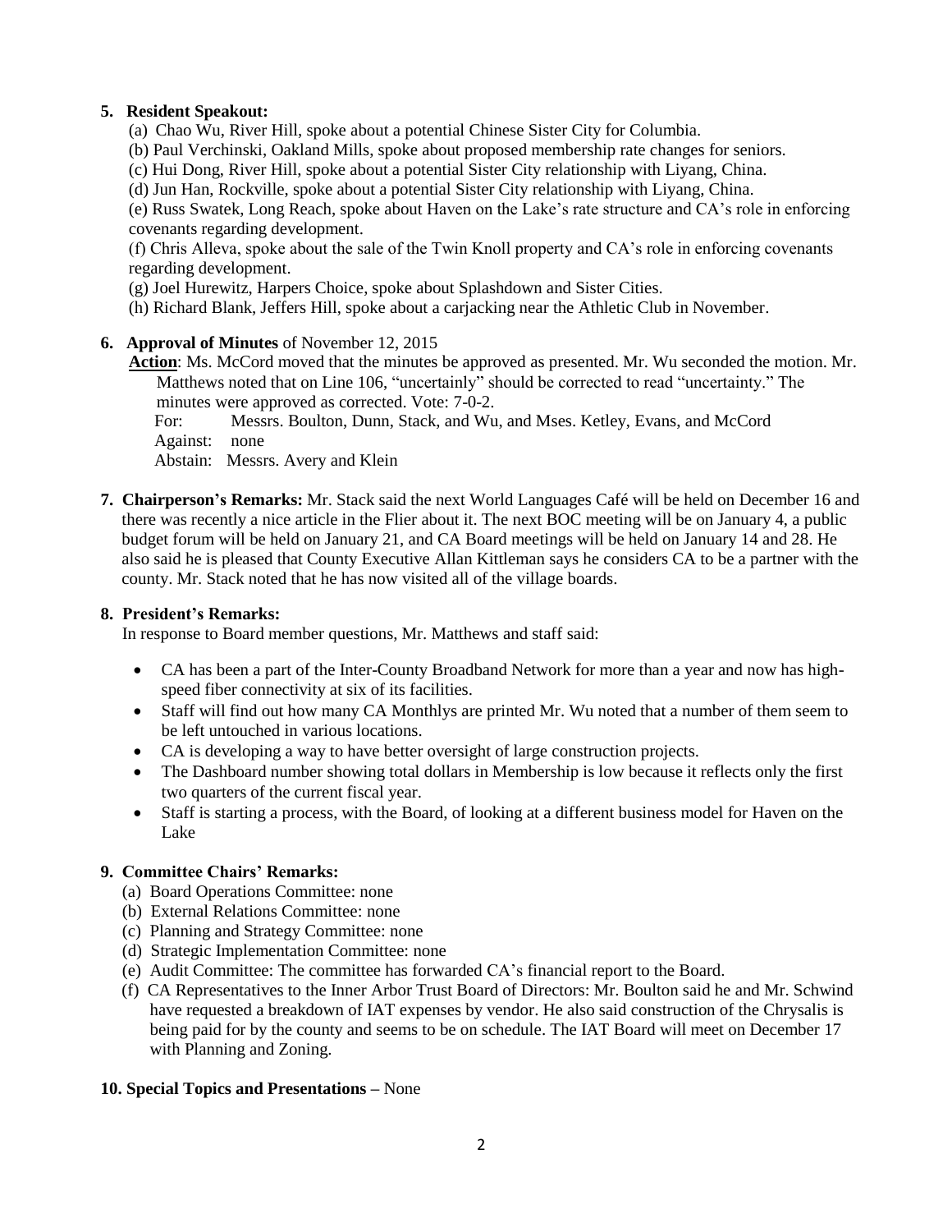5. **Resident Speakout:**

(a) Chao Wu, River Hill, spoke about a potential Chinese Sister City for Columbia.
(b) Paul Verchinski, Oakland Mills, spoke about proposed membership rate changes for seniors.
(c) Hui Dong, River Hill, spoke about a potential Sister City relationship with Liyang, China.
(d) Jun Han, Rockville, spoke about a potential Sister City relationship with Liyang, China.
(e) Russ Swatek, Long Reach, spoke about Haven on the Lake's rate structure and CA's role in enforcing covenants regarding development.
(f) Chris Alleva, spoke about the sale of the Twin Knoll property and CA's role in enforcing covenants regarding development.
(g) Joel Hurewitz, Harpers Choice, spoke about Splashdown and Sister Cities.
(h) Richard Blank, Jeffers Hill, spoke about a carjacking near the Athletic Club in November.

6. **Approval of Minutes** of November 12, 2015

**Action**: Ms. McCord moved that the minutes be approved as presented. Mr. Wu seconded the motion. Mr. Matthews noted that on Line 106, "uncertainly" should be corrected to read "uncertainty." The minutes were approved as corrected. Vote: 7-0-2.

For: Messrs. Boulton, Dunn, Stack, and Wu, and Mses. Ketley, Evans, and McCord
Against: none
Abstain: Messrs. Avery and Klein

7. **Chairperson's Remarks:** Mr. Stack said the next World Languages Café will be held on December 16 and there was recently a nice article in the Flier about it. The next BOC meeting will be on January 4, a public budget forum will be held on January 21, and CA Board meetings will be held on January 14 and 28. He also said he is pleased that County Executive Allan Kittleman says he considers CA to be a partner with the county. Mr. Stack noted that he has now visited all of the village boards.

8. **President's Remarks:**

In response to Board member questions, Mr. Matthews and staff said:

- CA has been a part of the Inter-County Broadband Network for more than a year and now has high-speed fiber connectivity at six of its facilities.
- Staff will find out how many CA Monthlys are printed Mr. Wu noted that a number of them seem to be left untouched in various locations.
- CA is developing a way to have better oversight of large construction projects.
- The Dashboard number showing total dollars in Membership is low because it reflects only the first two quarters of the current fiscal year.
- Staff is starting a process, with the Board, of looking at a different business model for Haven on the Lake

9. **Committee Chairs' Remarks:**

(a) Board Operations Committee: none
(b) External Relations Committee: none
(c) Planning and Strategy Committee: none
(d) Strategic Implementation Committee: none
(e) Audit Committee: The committee has forwarded CA's financial report to the Board.
(f) CA Representatives to the Inner Arbor Trust Board of Directors: Mr. Boulton said he and Mr. Schwind have requested a breakdown of IAT expenses by vendor. He also said construction of the Chrysalis is being paid for by the county and seems to be on schedule. The IAT Board will meet on December 17 with Planning and Zoning.

10. **Special Topics and Presentations** – None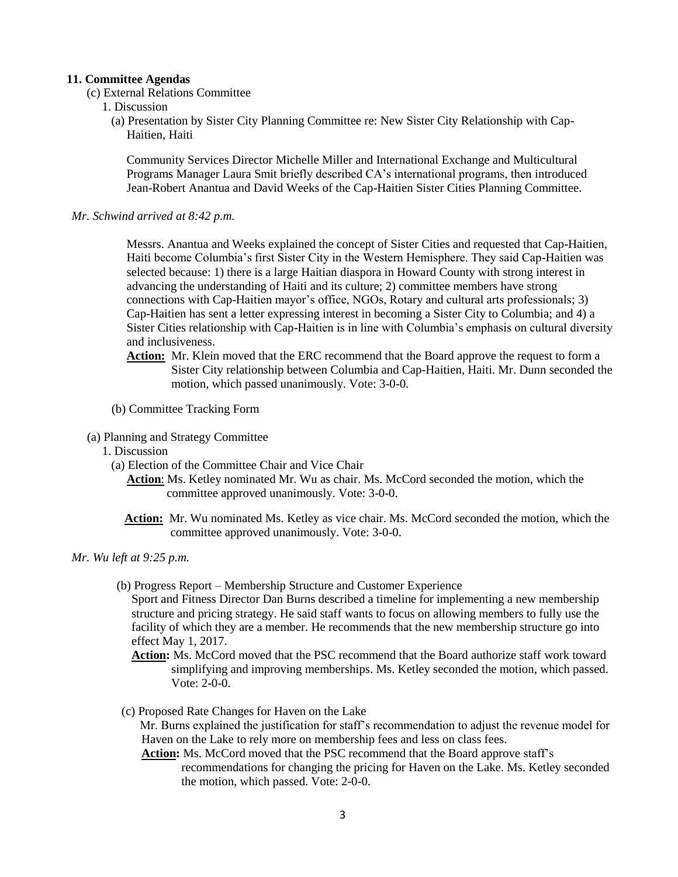**11. Committee Agendas**

(c) External Relations Committee

1. Discussion

(a) Presentation by Sister City Planning Committee re: New Sister City Relationship with Cap-Haitien, Haiti

Community Services Director Michelle Miller and International Exchange and Multicultural Programs Manager Laura Smit briefly described CA's international programs, then introduced Jean-Robert Anantua and David Weeks of the Cap-Haitien Sister Cities Planning Committee.

*Mr. Schwind arrived at 8:42 p.m.*

Messrs. Anantua and Weeks explained the concept of Sister Cities and requested that Cap-Haitien, Haiti become Columbia's first Sister City in the Western Hemisphere. They said Cap-Haitien was selected because: 1) there is a large Haitian diaspora in Howard County with strong interest in advancing the understanding of Haiti and its culture; 2) committee members have strong connections with Cap-Haitien mayor's office, NGOs, Rotary and cultural arts professionals; 3) Cap-Haitien has sent a letter expressing interest in becoming a Sister City to Columbia; and 4) a Sister Cities relationship with Cap-Haitien is in line with Columbia's emphasis on cultural diversity and inclusiveness.

**Action:** Mr. Klein moved that the ERC recommend that the Board approve the request to form a Sister City relationship between Columbia and Cap-Haitien, Haiti. Mr. Dunn seconded the motion, which passed unanimously. Vote: 3-0-0.

(b) Committee Tracking Form

(a) Planning and Strategy Committee

1. Discussion

(a) Election of the Committee Chair and Vice Chair

**Action**: Ms. Ketley nominated Mr. Wu as chair. Ms. McCord seconded the motion, which the committee approved unanimously. Vote: 3-0-0.

**Action:** Mr. Wu nominated Ms. Ketley as vice chair. Ms. McCord seconded the motion, which the committee approved unanimously. Vote: 3-0-0.

*Mr. Wu left at 9:25 p.m.*

(b) Progress Report – Membership Structure and Customer Experience

Sport and Fitness Director Dan Burns described a timeline for implementing a new membership structure and pricing strategy. He said staff wants to focus on allowing members to fully use the facility of which they are a member. He recommends that the new membership structure go into effect May 1, 2017.

**Action:** Ms. McCord moved that the PSC recommend that the Board authorize staff work toward simplifying and improving memberships. Ms. Ketley seconded the motion, which passed. Vote: 2-0-0.

(c) Proposed Rate Changes for Haven on the Lake

Mr. Burns explained the justification for staff's recommendation to adjust the revenue model for Haven on the Lake to rely more on membership fees and less on class fees.

**Action:** Ms. McCord moved that the PSC recommend that the Board approve staff's recommendations for changing the pricing for Haven on the Lake. Ms. Ketley seconded the motion, which passed. Vote: 2-0-0.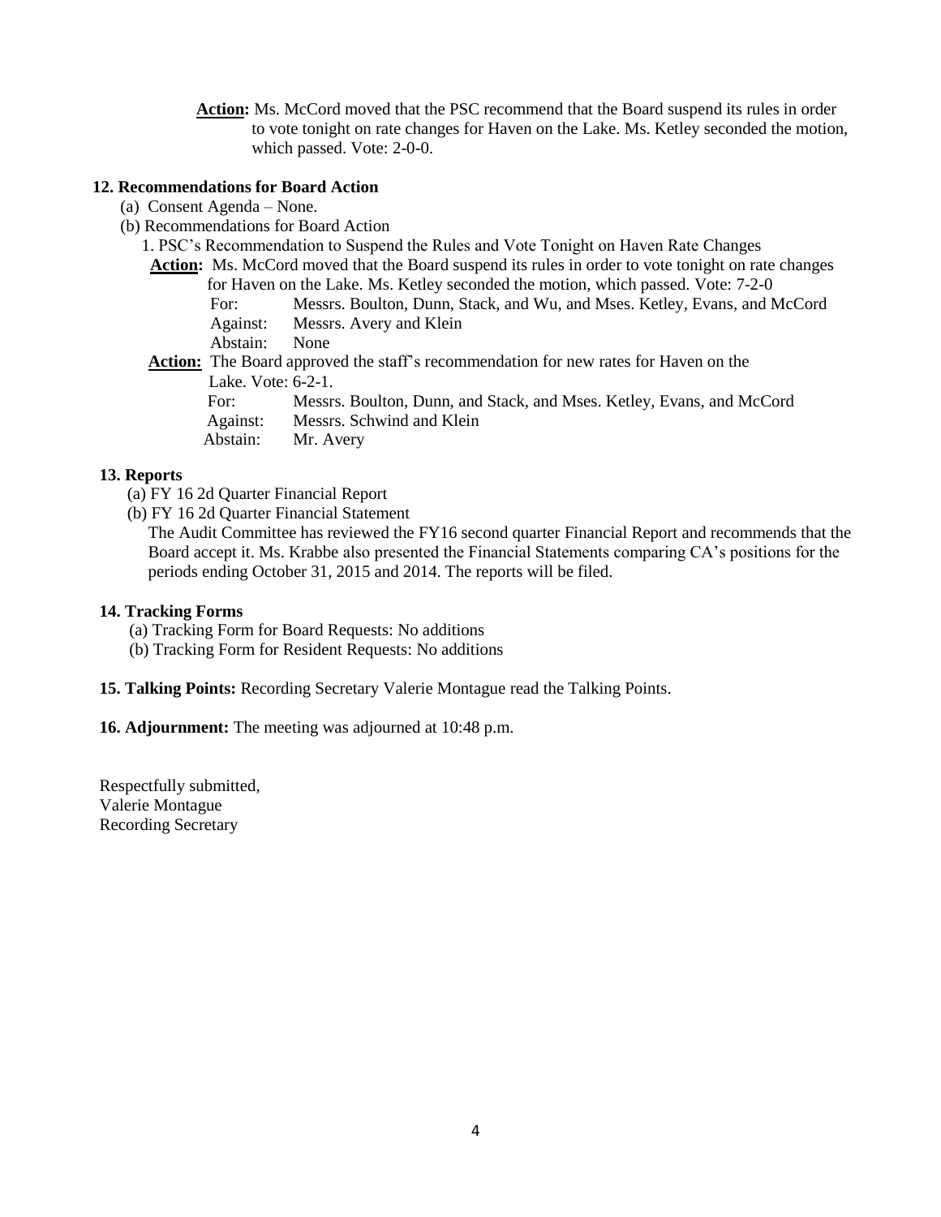**Action:** Ms. McCord moved that the PSC recommend that the Board suspend its rules in order to vote tonight on rate changes for Haven on the Lake. Ms. Ketley seconded the motion, which passed. Vote: 2-0-0.

**12. Recommendations for Board Action**

(a) Consent Agenda – None.

(b) Recommendations for Board Action

1. PSC's Recommendation to Suspend the Rules and Vote Tonight on Haven Rate Changes

**Action:** Ms. McCord moved that the Board suspend its rules in order to vote tonight on rate changes for Haven on the Lake. Ms. Ketley seconded the motion, which passed. Vote: 7-2-0

For: Messrs. Boulton, Dunn, Stack, and Wu, and Mses. Ketley, Evans, and McCord
Against: Messrs. Avery and Klein
Abstain: None

**Action:** The Board approved the staff's recommendation for new rates for Haven on the Lake. Vote: 6-2-1.

For: Messrs. Boulton, Dunn, and Stack, and Mses. Ketley, Evans, and McCord
Against: Messrs. Schwind and Klein
Abstain: Mr. Avery

**13. Reports**

(a) FY 16 2d Quarter Financial Report

(b) FY 16 2d Quarter Financial Statement

The Audit Committee has reviewed the FY16 second quarter Financial Report and recommends that the Board accept it. Ms. Krabbe also presented the Financial Statements comparing CA's positions for the periods ending October 31, 2015 and 2014. The reports will be filed.

**14. Tracking Forms**

(a) Tracking Form for Board Requests: No additions

(b) Tracking Form for Resident Requests: No additions

**15. Talking Points:** Recording Secretary Valerie Montague read the Talking Points.

**16. Adjournment:** The meeting was adjourned at 10:48 p.m.

Respectfully submitted,
Valerie Montague
Recording Secretary